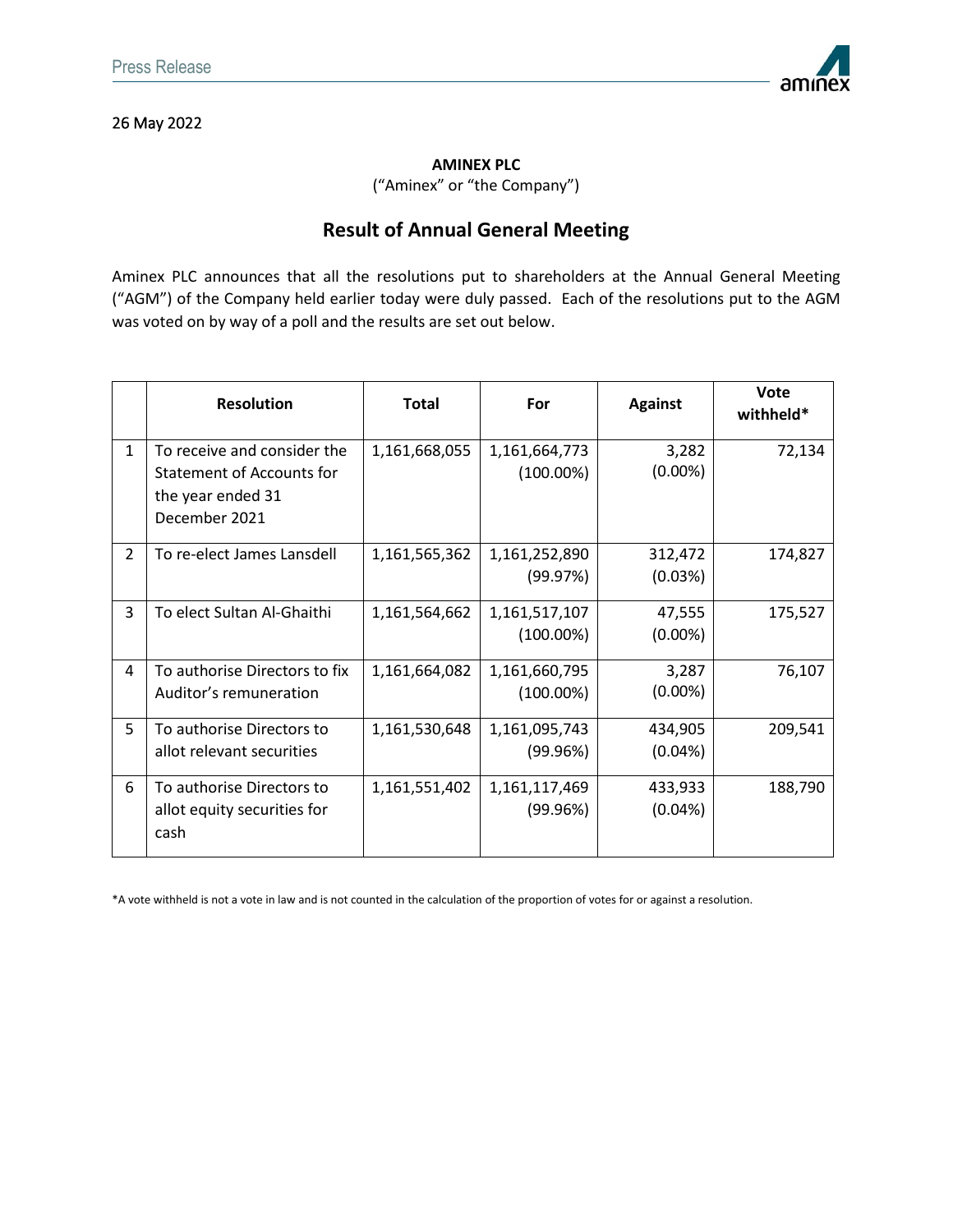Press Release

26 May 2022

**AMINEX PLC**

("Aminex" or "the Company")

# Result of Annual General Meeting

Aminex PLC announces that all the resolutions put to shareholders at the Annual General Meeting ("AGM") of the Company held earlier today were duly passed. Each of the resolutions put to the AGM was voted on by way of a poll and the results are set out below.

| | Resolution | Total | For | Against | Vote withheld* |
|---|---|---|---|---|---|
| 1 | To receive and consider the Statement of Accounts for the year ended 31 December 2021 | 1,161,668,055 | 1,161,664,773 (100.00%) | 3,282 (0.00%) | 72,134 |
| 2 | To re-elect James Lansdell | 1,161,565,362 | 1,161,252,890 (99.97%) | 312,472 (0.03%) | 174,827 |
| 3 | To elect Sultan Al-Ghaithi | 1,161,564,662 | 1,161,517,107 (100.00%) | 47,555 (0.00%) | 175,527 |
| 4 | To authorise Directors to fix Auditor's remuneration | 1,161,664,082 | 1,161,660,795 (100.00%) | 3,287 (0.00%) | 76,107 |
| 5 | To authorise Directors to allot relevant securities | 1,161,530,648 | 1,161,095,743 (99.96%) | 434,905 (0.04%) | 209,541 |
| 6 | To authorise Directors to allot equity securities for cash | 1,161,551,402 | 1,161,117,469 (99.96%) | 433,933 (0.04%) | 188,790 |

*A vote withheld is not a vote in law and is not counted in the calculation of the proportion of votes for or against a resolution.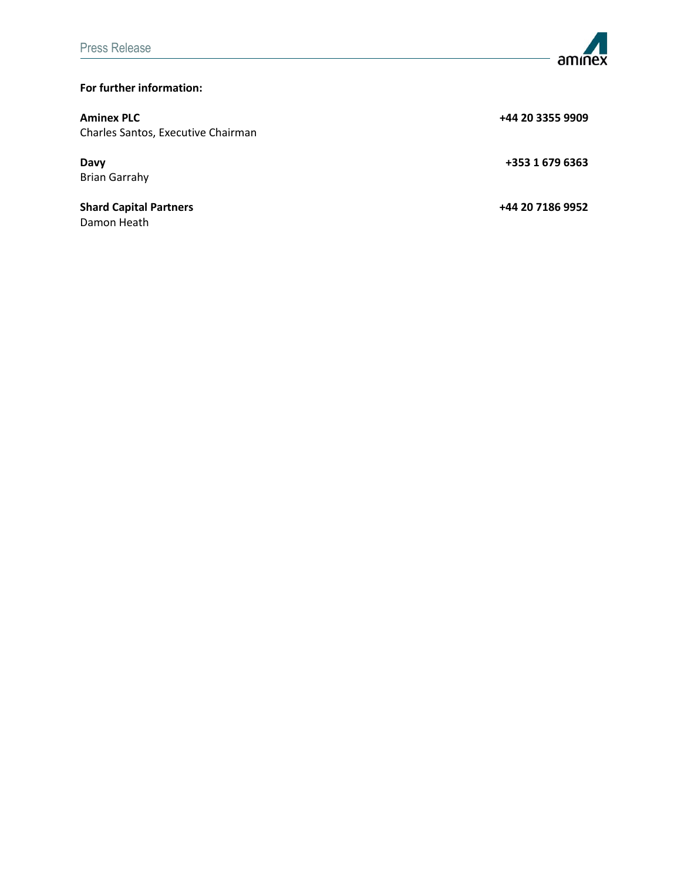**For further information:**

| | |
|---|---|
| **Aminex PLC**<br>Charles Santos, Executive Chairman | **+44 20 3355 9909** |
| **Davy**<br>Brian Garrahy | **+353 1 679 6363** |
| **Shard Capital Partners**<br>Damon Heath | **+44 20 7186 9952** |